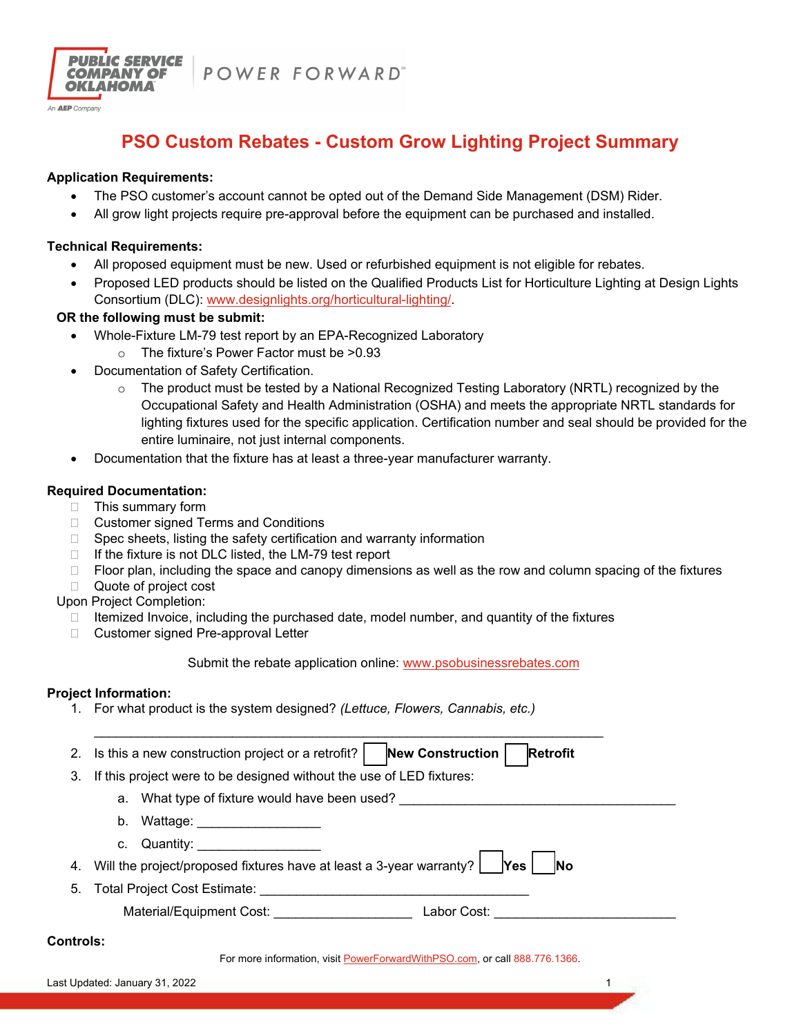# PSO Custom Rebates - Custom Grow Lighting Project Summary

**Application Requirements:**

- The PSO customer's account cannot be opted out of the Demand Side Management (DSM) Rider.
- All grow light projects require pre-approval before the equipment can be purchased and installed.

**Technical Requirements:**

- All proposed equipment must be new. Used or refurbished equipment is not eligible for rebates.
- Proposed LED products should be listed on the Qualified Products List for Horticulture Lighting at Design Lights Consortium (DLC): www.designlights.org/horticultural-lighting/.

**OR the following must be submit:**

- Whole-Fixture LM-79 test report by an EPA-Recognized Laboratory
  - The fixture's Power Factor must be >0.93
- Documentation of Safety Certification.
  - The product must be tested by a National Recognized Testing Laboratory (NRTL) recognized by the Occupational Safety and Health Administration (OSHA) and meets the appropriate NRTL standards for lighting fixtures used for the specific application. Certification number and seal should be provided for the entire luminaire, not just internal components.
- Documentation that the fixture has at least a three-year manufacturer warranty.

**Required Documentation:**

- ☐ This summary form
- ☐ Customer signed Terms and Conditions
- ☐ Spec sheets, listing the safety certification and warranty information
- ☐ If the fixture is not DLC listed, the LM-79 test report
- ☐ Floor plan, including the space and canopy dimensions as well as the row and column spacing of the fixtures
- ☐ Quote of project cost

Upon Project Completion:

- ☐ Itemized Invoice, including the purchased date, model number, and quantity of the fixtures
- ☐ Customer signed Pre-approval Letter

Submit the rebate application online: www.psobusinessrebates.com

**Project Information:**

1. For what product is the system designed? *(Lettuce, Flowers, Cannabis, etc.)*

   ______________________________________________________________________

2. Is this a new construction project or a retrofit? ☐ **New Construction** ☐ **Retrofit**
3. If this project were to be designed without the use of LED fixtures:
   a. What type of fixture would have been used? ______________________________________
   b. Wattage: ________________
   c. Quantity: ________________
4. Will the project/proposed fixtures have at least a 3-year warranty? ☐ **Yes** ☐ **No**
5. Total Project Cost Estimate: ____________________________________

   Material/Equipment Cost: __________________ Labor Cost: ________________________

**Controls:**

For more information, visit PowerForwardWithPSO.com, or call 888.776.1366.

Last Updated: January 31, 2022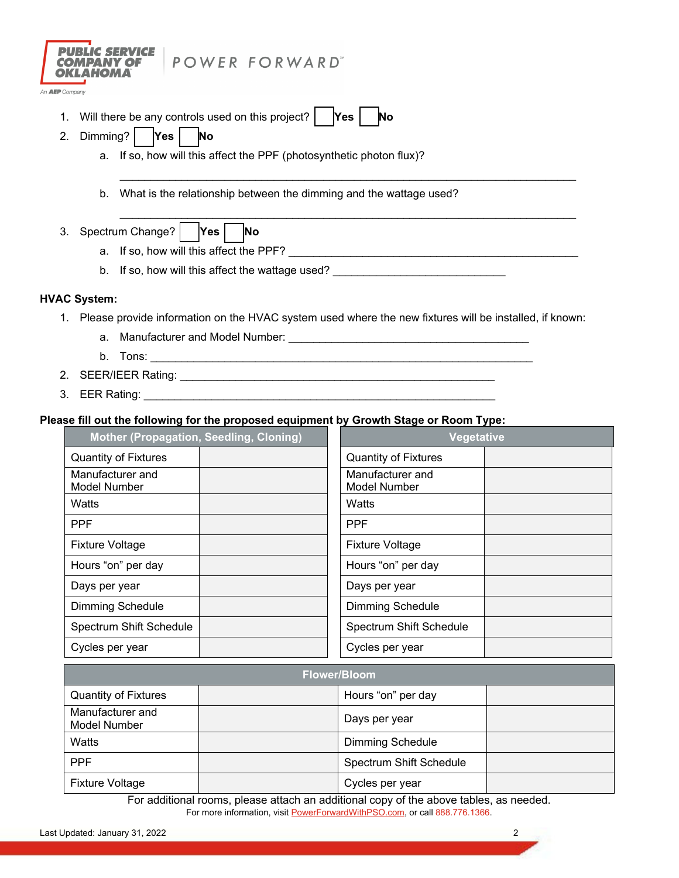1. Will there be any controls used on this project? ☐ Yes ☐ No
2. Dimming? ☐ Yes ☐ No
   a. If so, how will this affect the PPF (photosynthetic photon flux)?

      ____________________________________________________________

   b. What is the relationship between the dimming and the wattage used?

      ____________________________________________________________

3. Spectrum Change? ☐ Yes ☐ No
   a. If so, how will this affect the PPF? ________________________________________
   b. If so, how will this affect the wattage used? ______________________________

**HVAC System:**

1. Please provide information on the HVAC system used where the new fixtures will be installed, if known:
   a. Manufacturer and Model Number: ________________________________
   b. Tons: ____________________________________________________
2. SEER/IEER Rating: ___________________________________________
3. EER Rating: _______________________________________________

**Please fill out the following for the proposed equipment by Growth Stage or Room Type:**

| Mother (Propagation, Seedling, Cloning) | |
|---|---|
| Quantity of Fixtures | |
| Manufacturer and Model Number | |
| Watts | |
| PPF | |
| Fixture Voltage | |
| Hours “on” per day | |
| Days per year | |
| Dimming Schedule | |
| Spectrum Shift Schedule | |
| Cycles per year | |

| Vegetative | |
|---|---|
| Quantity of Fixtures | |
| Manufacturer and Model Number | |
| Watts | |
| PPF | |
| Fixture Voltage | |
| Hours “on” per day | |
| Days per year | |
| Dimming Schedule | |
| Spectrum Shift Schedule | |
| Cycles per year | |

| Flower/Bloom | | | |
|---|---|---|---|
| Quantity of Fixtures | | Hours “on” per day | |
| Manufacturer and Model Number | | Days per year | |
| Watts | | Dimming Schedule | |
| PPF | | Spectrum Shift Schedule | |
| Fixture Voltage | | Cycles per year | |

For additional rooms, please attach an additional copy of the above tables, as needed.

For more information, visit PowerForwardWithPSO.com, or call 888.776.1366.

Last Updated: January 31, 2022